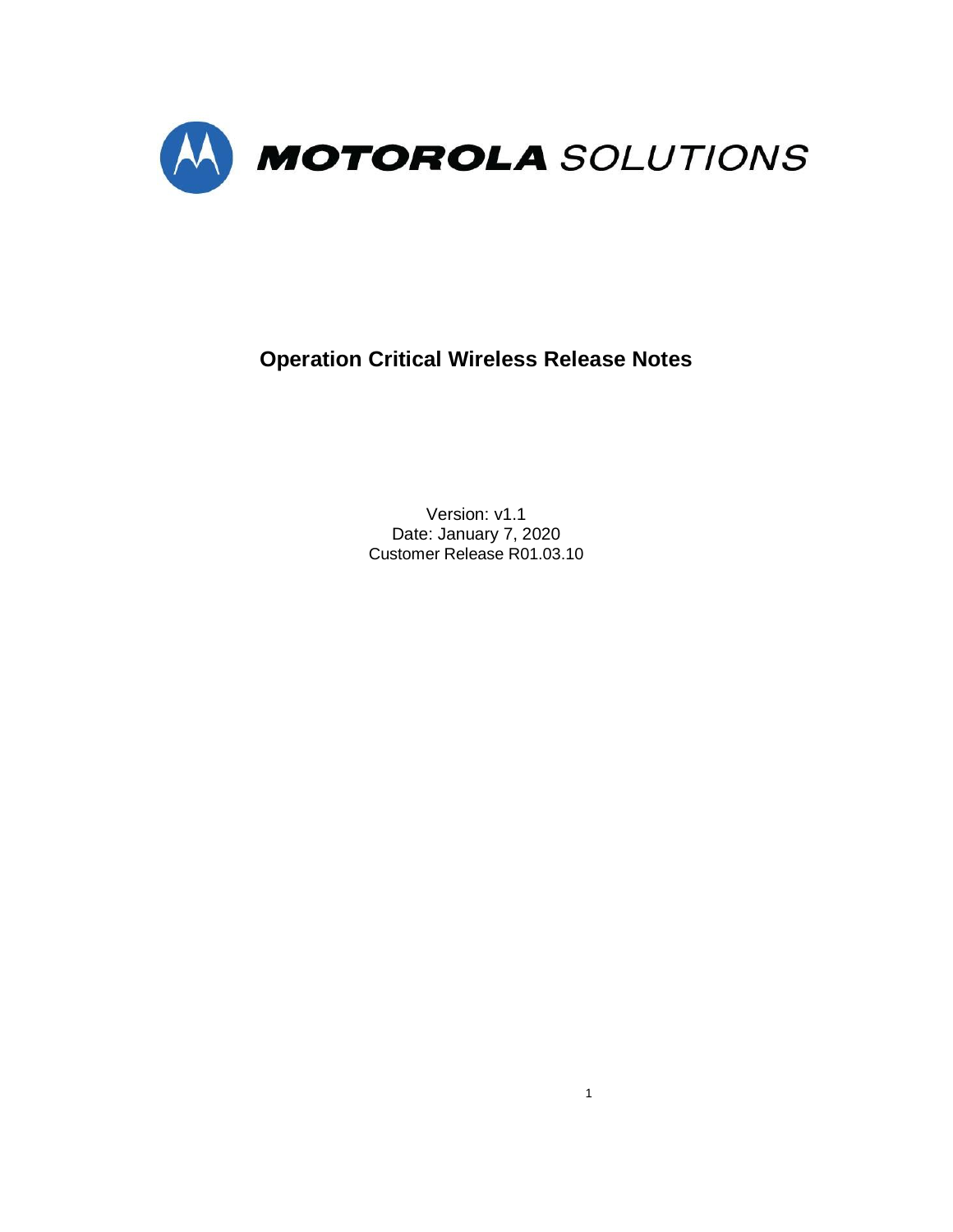MOTOROLA SOLUTIONS

# Operation Critical Wireless Release Notes

Version: v1.1
Date: January 7, 2020
Customer Release R01.03.10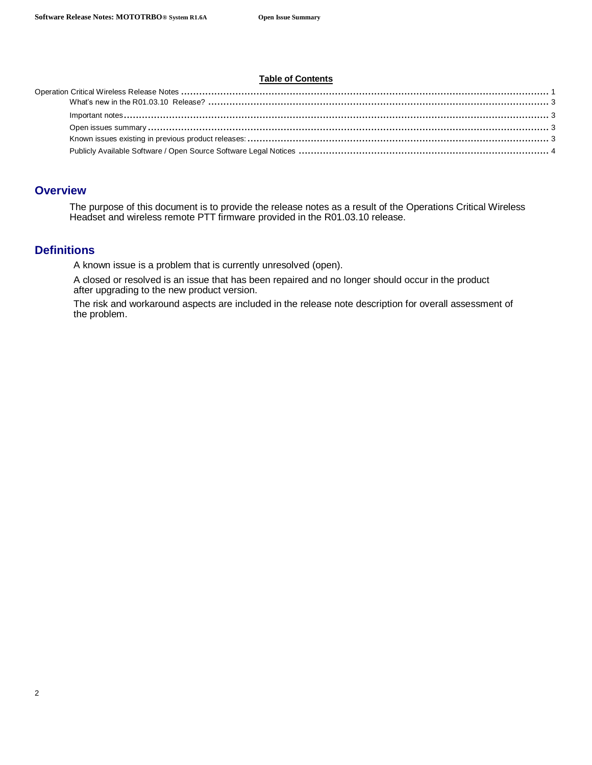**Table of Contents**

Operation Critical Wireless Release Notes ........................................................ 1
- What's new in the R01.03.10 Release? ........................................................ 3
- Important notes ........................................................ 3
- Open issues summary ........................................................ 3
- Known issues existing in previous product releases: ........................................................ 3
- Publicly Available Software / Open Source Software Legal Notices ........................................................ 4

## Overview

The purpose of this document is to provide the release notes as a result of the Operations Critical Wireless Headset and wireless remote PTT firmware provided in the R01.03.10 release.

## Definitions

A known issue is a problem that is currently unresolved (open).

A closed or resolved is an issue that has been repaired and no longer should occur in the product after upgrading to the new product version.

The risk and workaround aspects are included in the release note description for overall assessment of the problem.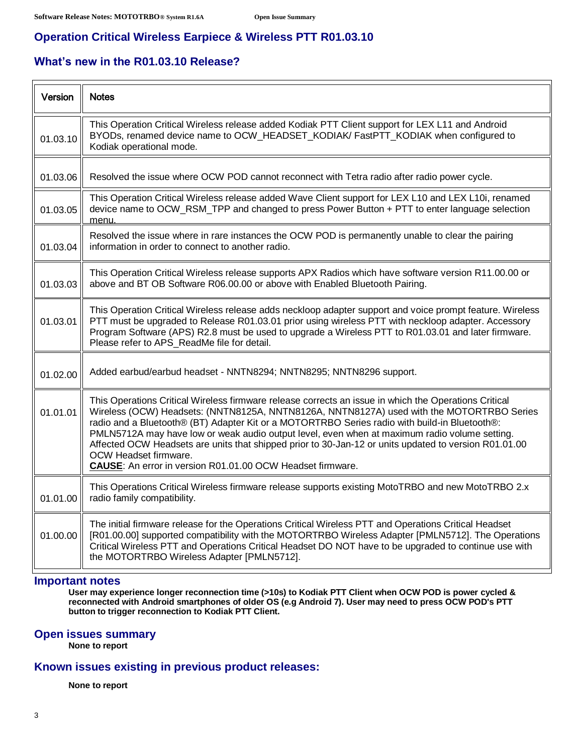## Operation Critical Wireless Earpiece & Wireless PTT R01.03.10

## What's new in the R01.03.10 Release?

| Version | Notes |
|---|---|
| 01.03.10 | This Operation Critical Wireless release added Kodiak PTT Client support for LEX L11 and Android BYODs, renamed device name to OCW_HEADSET_KODIAK/ FastPTT_KODIAK when configured to Kodiak operational mode. |
| 01.03.06 | Resolved the issue where OCW POD cannot reconnect with Tetra radio after radio power cycle. |
| 01.03.05 | This Operation Critical Wireless release added Wave Client support for LEX L10 and LEX L10i, renamed device name to OCW_RSM_TPP and changed to press Power Button + PTT to enter language selection menu. |
| 01.03.04 | Resolved the issue where in rare instances the OCW POD is permanently unable to clear the pairing information in order to connect to another radio. |
| 01.03.03 | This Operation Critical Wireless release supports APX Radios which have software version R11.00.00 or above and BT OB Software R06.00.00 or above with Enabled Bluetooth Pairing. |
| 01.03.01 | This Operation Critical Wireless release adds neckloop adapter support and voice prompt feature. Wireless PTT must be upgraded to Release R01.03.01 prior using wireless PTT with neckloop adapter. Accessory Program Software (APS) R2.8 must be used to upgrade a Wireless PTT to R01.03.01 and later firmware. Please refer to APS_ReadMe file for detail. |
| 01.02.00 | Added earbud/earbud headset - NNTN8294; NNTN8295; NNTN8296 support. |
| 01.01.01 | This Operations Critical Wireless firmware release corrects an issue in which the Operations Critical Wireless (OCW) Headsets: (NNTN8125A, NNTN8126A, NNTN8127A) used with the MOTORTRBO Series radio and a Bluetooth® (BT) Adapter Kit or a MOTORTRBO Series radio with build-in Bluetooth®: PMLN5712A may have low or weak audio output level, even when at maximum radio volume setting. Affected OCW Headsets are units that shipped prior to 30-Jan-12 or units updated to version R01.01.00 OCW Headset firmware. **CAUSE**: An error in version R01.01.00 OCW Headset firmware. |
| 01.01.00 | This Operations Critical Wireless firmware release supports existing MotoTRBO and new MotoTRBO 2.x radio family compatibility. |
| 01.00.00 | The initial firmware release for the Operations Critical Wireless PTT and Operations Critical Headset [R01.00.00] supported compatibility with the MOTORTRBO Wireless Adapter [PMLN5712]. The Operations Critical Wireless PTT and Operations Critical Headset DO NOT have to be upgraded to continue use with the MOTORTRBO Wireless Adapter [PMLN5712]. |

## Important notes

**User may experience longer reconnection time (>10s) to Kodiak PTT Client when OCW POD is power cycled & reconnected with Android smartphones of older OS (e.g Android 7). User may need to press OCW POD's PTT button to trigger reconnection to Kodiak PTT Client.**

## Open issues summary

**None to report**

## Known issues existing in previous product releases:

**None to report**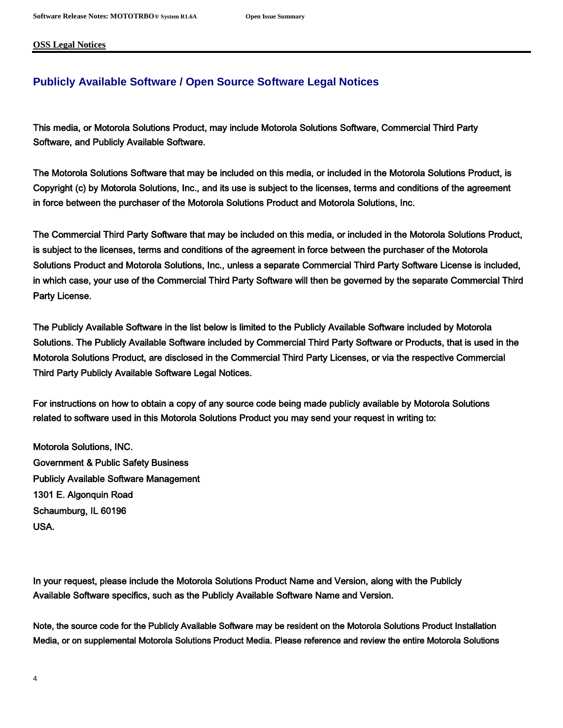**OSS Legal Notices**

## Publicly Available Software / Open Source Software Legal Notices

This media, or Motorola Solutions Product, may include Motorola Solutions Software, Commercial Third Party Software, and Publicly Available Software.

The Motorola Solutions Software that may be included on this media, or included in the Motorola Solutions Product, is Copyright (c) by Motorola Solutions, Inc., and its use is subject to the licenses, terms and conditions of the agreement in force between the purchaser of the Motorola Solutions Product and Motorola Solutions, Inc.

The Commercial Third Party Software that may be included on this media, or included in the Motorola Solutions Product, is subject to the licenses, terms and conditions of the agreement in force between the purchaser of the Motorola Solutions Product and Motorola Solutions, Inc., unless a separate Commercial Third Party Software License is included, in which case, your use of the Commercial Third Party Software will then be governed by the separate Commercial Third Party License.

The Publicly Available Software in the list below is limited to the Publicly Available Software included by Motorola Solutions. The Publicly Available Software included by Commercial Third Party Software or Products, that is used in the Motorola Solutions Product, are disclosed in the Commercial Third Party Licenses, or via the respective Commercial Third Party Publicly Available Software Legal Notices.

For instructions on how to obtain a copy of any source code being made publicly available by Motorola Solutions related to software used in this Motorola Solutions Product you may send your request in writing to:

Motorola Solutions, INC.
Government & Public Safety Business
Publicly Available Software Management
1301 E. Algonquin Road
Schaumburg, IL 60196
USA.

In your request, please include the Motorola Solutions Product Name and Version, along with the Publicly Available Software specifics, such as the Publicly Available Software Name and Version.

Note, the source code for the Publicly Available Software may be resident on the Motorola Solutions Product Installation Media, or on supplemental Motorola Solutions Product Media. Please reference and review the entire Motorola Solutions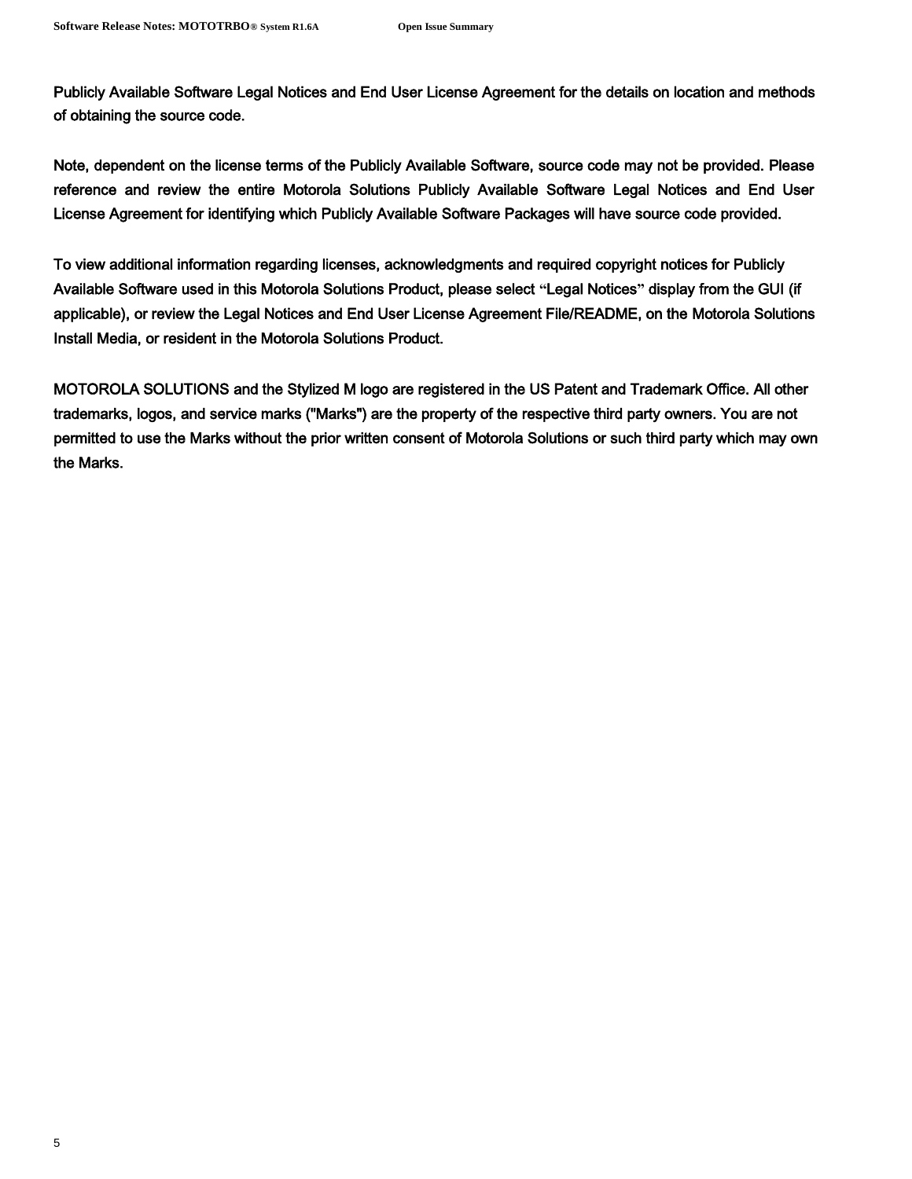Publicly Available Software Legal Notices and End User License Agreement for the details on location and methods of obtaining the source code.

Note, dependent on the license terms of the Publicly Available Software, source code may not be provided. Please reference and review the entire Motorola Solutions Publicly Available Software Legal Notices and End User License Agreement for identifying which Publicly Available Software Packages will have source code provided.

To view additional information regarding licenses, acknowledgments and required copyright notices for Publicly Available Software used in this Motorola Solutions Product, please select "Legal Notices" display from the GUI (if applicable), or review the Legal Notices and End User License Agreement File/README, on the Motorola Solutions Install Media, or resident in the Motorola Solutions Product.

MOTOROLA SOLUTIONS and the Stylized M logo are registered in the US Patent and Trademark Office. All other trademarks, logos, and service marks ("Marks") are the property of the respective third party owners. You are not permitted to use the Marks without the prior written consent of Motorola Solutions or such third party which may own the Marks.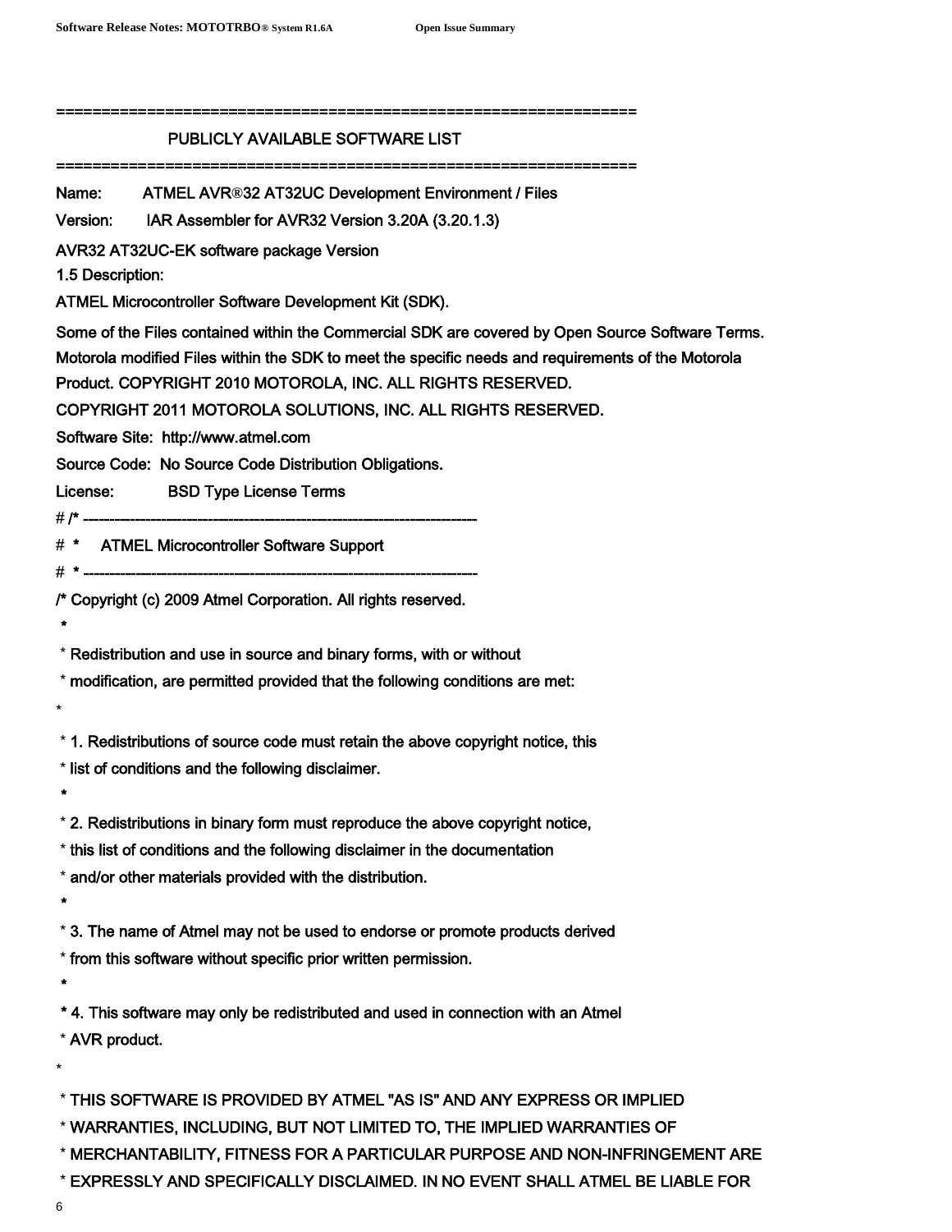================================================================

PUBLICLY AVAILABLE SOFTWARE LIST

================================================================

Name: ATMEL AVR®32 AT32UC Development Environment / Files

Version: IAR Assembler for AVR32 Version 3.20A (3.20.1.3)

AVR32 AT32UC-EK software package Version

1.5 Description:

ATMEL Microcontroller Software Development Kit (SDK).

Some of the Files contained within the Commercial SDK are covered by Open Source Software Terms. Motorola modified Files within the SDK to meet the specific needs and requirements of the Motorola Product. COPYRIGHT 2010 MOTOROLA, INC. ALL RIGHTS RESERVED.

COPYRIGHT 2011 MOTOROLA SOLUTIONS, INC. ALL RIGHTS RESERVED.

Software Site: http://www.atmel.com

Source Code: No Source Code Distribution Obligations.

License: BSD Type License Terms

```
# /* ----------------------------------------------------------------------------
#  *     ATMEL Microcontroller Software Support
#  * ----------------------------------------------------------------------------
/* Copyright (c) 2009 Atmel Corporation. All rights reserved.
 *
 * Redistribution and use in source and binary forms, with or without
 * modification, are permitted provided that the following conditions are met:
 *
 * 1. Redistributions of source code must retain the above copyright notice, this
 * list of conditions and the following disclaimer.
 *
 * 2. Redistributions in binary form must reproduce the above copyright notice,
 * this list of conditions and the following disclaimer in the documentation
 * and/or other materials provided with the distribution.
 *
 * 3. The name of Atmel may not be used to endorse or promote products derived
 * from this software without specific prior written permission.
 *
 * 4. This software may only be redistributed and used in connection with an Atmel
 * AVR product.
 *
 * THIS SOFTWARE IS PROVIDED BY ATMEL "AS IS" AND ANY EXPRESS OR IMPLIED
 * WARRANTIES, INCLUDING, BUT NOT LIMITED TO, THE IMPLIED WARRANTIES OF
 * MERCHANTABILITY, FITNESS FOR A PARTICULAR PURPOSE AND NON-INFRINGEMENT ARE
 * EXPRESSLY AND SPECIFICALLY DISCLAIMED. IN NO EVENT SHALL ATMEL BE LIABLE FOR
```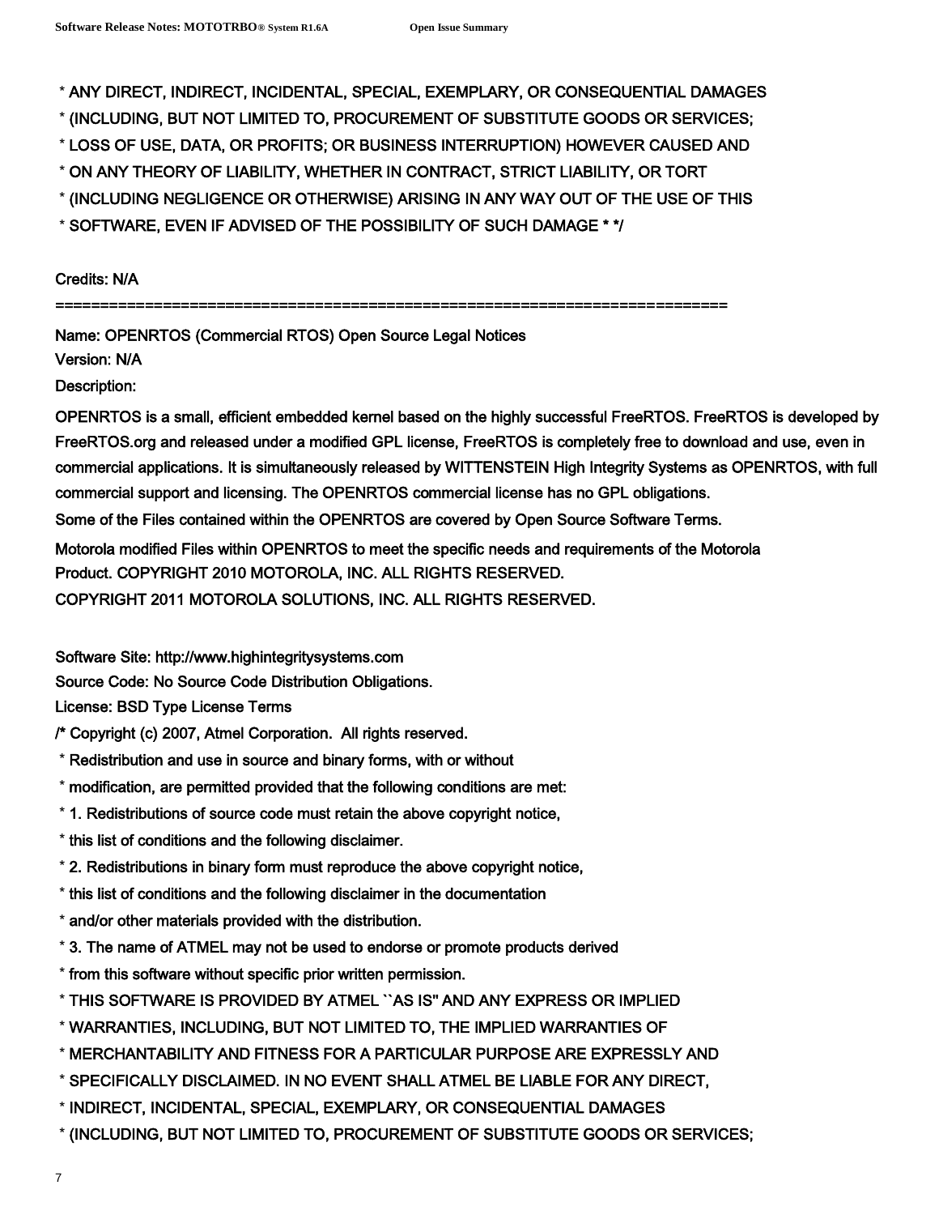* ANY DIRECT, INDIRECT, INCIDENTAL, SPECIAL, EXEMPLARY, OR CONSEQUENTIAL DAMAGES
* (INCLUDING, BUT NOT LIMITED TO, PROCUREMENT OF SUBSTITUTE GOODS OR SERVICES;
* LOSS OF USE, DATA, OR PROFITS; OR BUSINESS INTERRUPTION) HOWEVER CAUSED AND
* ON ANY THEORY OF LIABILITY, WHETHER IN CONTRACT, STRICT LIABILITY, OR TORT
* (INCLUDING NEGLIGENCE OR OTHERWISE) ARISING IN ANY WAY OUT OF THE USE OF THIS
* SOFTWARE, EVEN IF ADVISED OF THE POSSIBILITY OF SUCH DAMAGE * */

Credits: N/A

==========================================================================

Name: OPENRTOS (Commercial RTOS) Open Source Legal Notices

Version: N/A

Description:

OPENRTOS is a small, efficient embedded kernel based on the highly successful FreeRTOS. FreeRTOS is developed by FreeRTOS.org and released under a modified GPL license, FreeRTOS is completely free to download and use, even in commercial applications. It is simultaneously released by WITTENSTEIN High Integrity Systems as OPENRTOS, with full commercial support and licensing. The OPENRTOS commercial license has no GPL obligations.

Some of the Files contained within the OPENRTOS are covered by Open Source Software Terms.

Motorola modified Files within OPENRTOS to meet the specific needs and requirements of the Motorola Product. COPYRIGHT 2010 MOTOROLA, INC. ALL RIGHTS RESERVED.

COPYRIGHT 2011 MOTOROLA SOLUTIONS, INC. ALL RIGHTS RESERVED.

Software Site: http://www.highintegritysystems.com

Source Code: No Source Code Distribution Obligations.

License: BSD Type License Terms

/* Copyright (c) 2007, Atmel Corporation. All rights reserved.
* Redistribution and use in source and binary forms, with or without
* modification, are permitted provided that the following conditions are met:
* 1. Redistributions of source code must retain the above copyright notice,
* this list of conditions and the following disclaimer.
* 2. Redistributions in binary form must reproduce the above copyright notice,
* this list of conditions and the following disclaimer in the documentation
* and/or other materials provided with the distribution.
* 3. The name of ATMEL may not be used to endorse or promote products derived
* from this software without specific prior written permission.
* THIS SOFTWARE IS PROVIDED BY ATMEL ``AS IS'' AND ANY EXPRESS OR IMPLIED
* WARRANTIES, INCLUDING, BUT NOT LIMITED TO, THE IMPLIED WARRANTIES OF
* MERCHANTABILITY AND FITNESS FOR A PARTICULAR PURPOSE ARE EXPRESSLY AND
* SPECIFICALLY DISCLAIMED. IN NO EVENT SHALL ATMEL BE LIABLE FOR ANY DIRECT,
* INDIRECT, INCIDENTAL, SPECIAL, EXEMPLARY, OR CONSEQUENTIAL DAMAGES
* (INCLUDING, BUT NOT LIMITED TO, PROCUREMENT OF SUBSTITUTE GOODS OR SERVICES;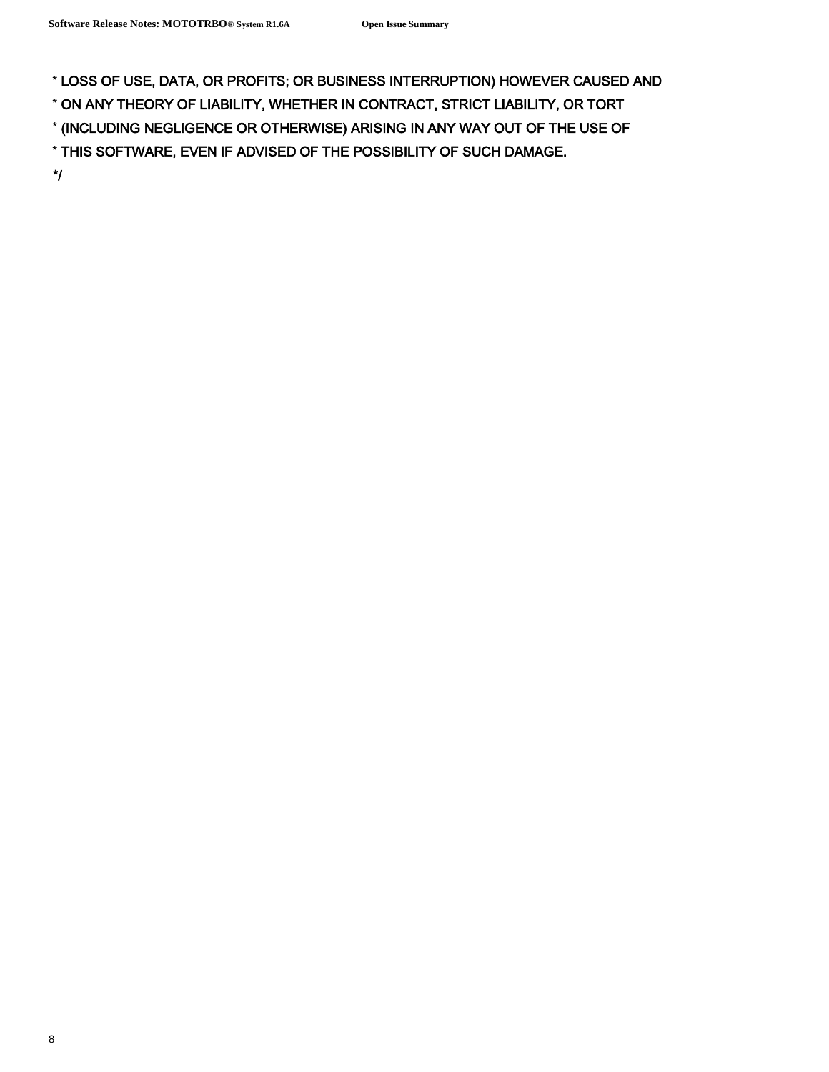* LOSS OF USE, DATA, OR PROFITS; OR BUSINESS INTERRUPTION) HOWEVER CAUSED AND

* ON ANY THEORY OF LIABILITY, WHETHER IN CONTRACT, STRICT LIABILITY, OR TORT

* (INCLUDING NEGLIGENCE OR OTHERWISE) ARISING IN ANY WAY OUT OF THE USE OF

* THIS SOFTWARE, EVEN IF ADVISED OF THE POSSIBILITY OF SUCH DAMAGE.

*/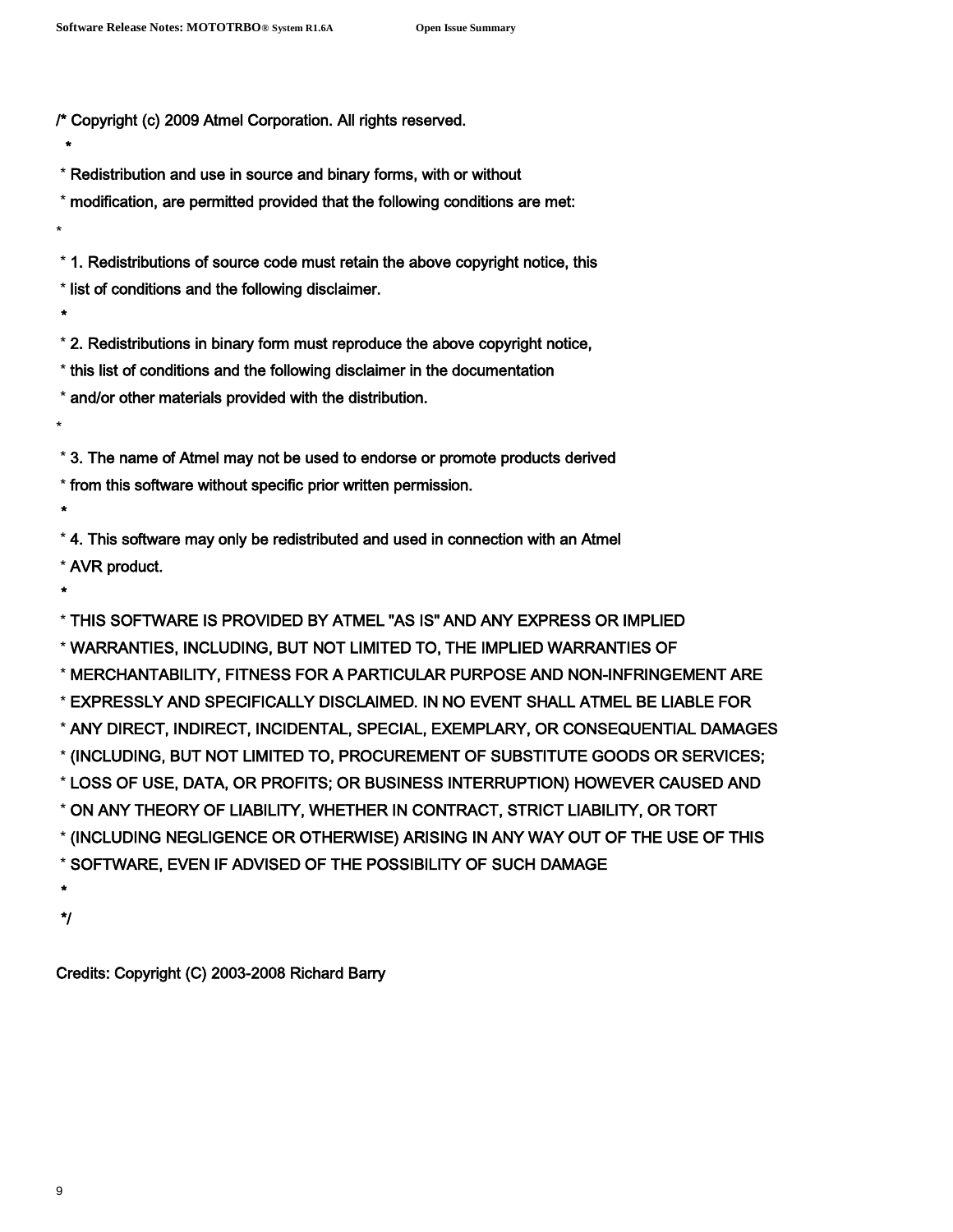/* Copyright (c) 2009 Atmel Corporation. All rights reserved.

*

* Redistribution and use in source and binary forms, with or without

* modification, are permitted provided that the following conditions are met:

*

* 1. Redistributions of source code must retain the above copyright notice, this

* list of conditions and the following disclaimer.

*

* 2. Redistributions in binary form must reproduce the above copyright notice,

* this list of conditions and the following disclaimer in the documentation

* and/or other materials provided with the distribution.

*

* 3. The name of Atmel may not be used to endorse or promote products derived

* from this software without specific prior written permission.

*

* 4. This software may only be redistributed and used in connection with an Atmel

* AVR product.

*

* THIS SOFTWARE IS PROVIDED BY ATMEL "AS IS" AND ANY EXPRESS OR IMPLIED

* WARRANTIES, INCLUDING, BUT NOT LIMITED TO, THE IMPLIED WARRANTIES OF

* MERCHANTABILITY, FITNESS FOR A PARTICULAR PURPOSE AND NON-INFRINGEMENT ARE

* EXPRESSLY AND SPECIFICALLY DISCLAIMED. IN NO EVENT SHALL ATMEL BE LIABLE FOR

* ANY DIRECT, INDIRECT, INCIDENTAL, SPECIAL, EXEMPLARY, OR CONSEQUENTIAL DAMAGES

* (INCLUDING, BUT NOT LIMITED TO, PROCUREMENT OF SUBSTITUTE GOODS OR SERVICES;

* LOSS OF USE, DATA, OR PROFITS; OR BUSINESS INTERRUPTION) HOWEVER CAUSED AND

* ON ANY THEORY OF LIABILITY, WHETHER IN CONTRACT, STRICT LIABILITY, OR TORT

* (INCLUDING NEGLIGENCE OR OTHERWISE) ARISING IN ANY WAY OUT OF THE USE OF THIS

* SOFTWARE, EVEN IF ADVISED OF THE POSSIBILITY OF SUCH DAMAGE

*

*/

Credits: Copyright (C) 2003-2008 Richard Barry